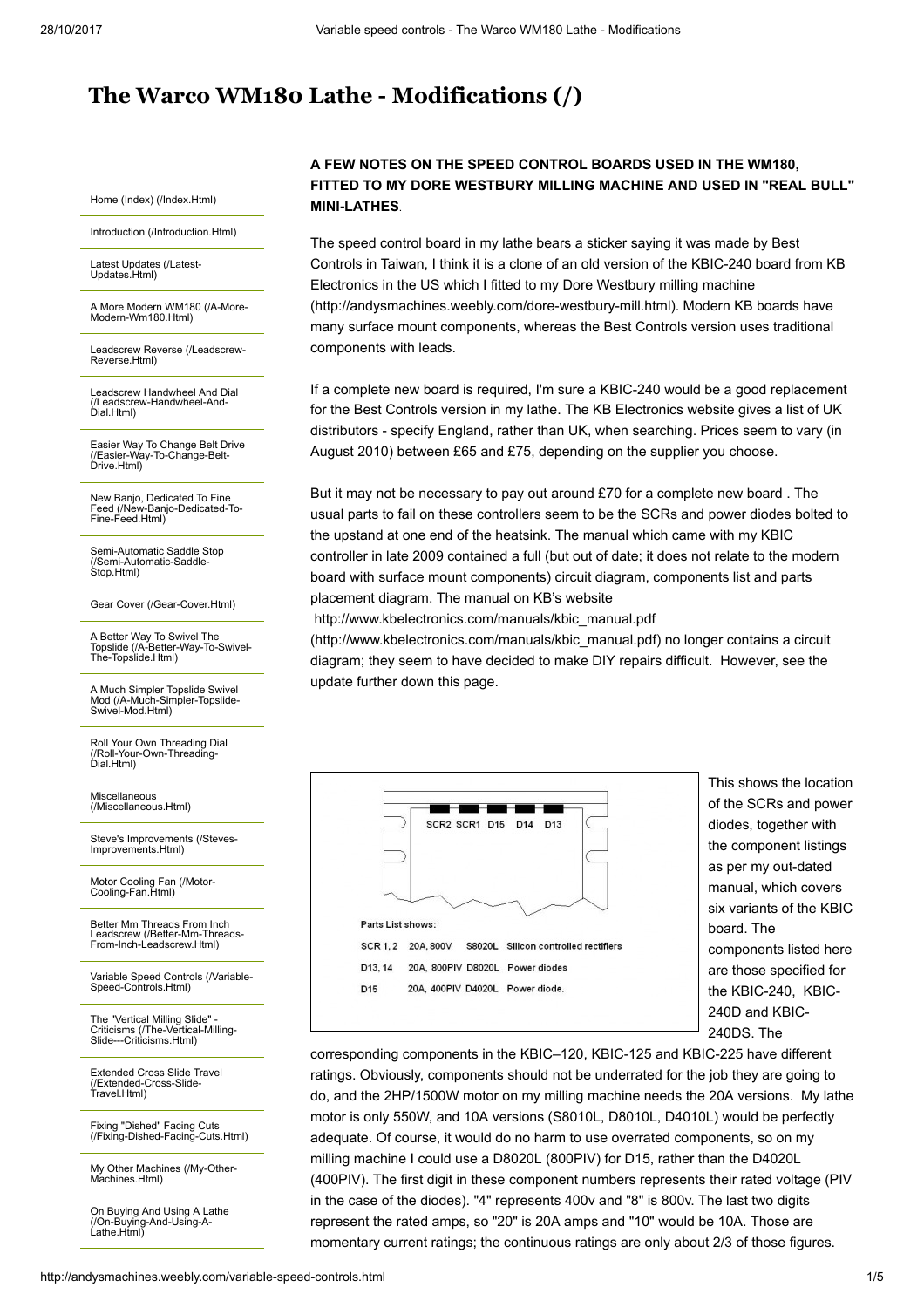# The Warco WM180 Lathe - Modifications (/)

Home (Index) (/Index.Html)

Introduction (/Introduction.Html)

Latest Updates (/Latest-Updates.Html)

A More Modern WM180 (/A-More-Modern-Wm180.Html)

Leadscrew Reverse (/Leadscrew-Reverse.Html)

Leadscrew Handwheel And Dial (/Leadscrew-Handwheel-And-Dial.Html)

Easier Way To Change Belt Drive (/Easier-Way-To-Change-Belt-Drive.Html)

New Banjo, Dedicated To Fine Feed (/New-Banjo-Dedicated-To-Fine-Feed.Html)

Semi-Automatic Saddle Stop (/Semi-Automatic-Saddle-Stop.Html)

Gear Cover (/Gear-Cover.Html)

A Better Way To Swivel The Topslide (/A-Better-Way-To-Swivel-The-Topslide.Html)

A Much Simpler Topslide Swivel Mod (/A-Much-Simpler-Topslide-Swivel-Mod.Html)

Roll Your Own Threading Dial (/Roll-Your-Own-Threading-Dial.Html)

Miscellaneous (/Miscellaneous.Html)

Steve's Improvements (/Steves-Improvements.Html)

Motor Cooling Fan (/Motor-Cooling-Fan.Html)

Better Mm Threads From Inch Leadscrew (/Better-Mm-Threads-From-Inch-Leadscrew.Html)

Variable Speed Controls (/Variable-Speed-Controls.Html)

The "Vertical Milling Slide" - Criticisms (/The-Vertical-Milling-Slide---Criticisms.Html)

Extended Cross Slide Travel (/Extended-Cross-Slide-Travel.Html)

Fixing "Dished" Facing Cuts (/Fixing-Dished-Facing-Cuts.Html)

My Other Machines (/My-Other-Machines.Html)

On Buying And Using A Lathe (/On-Buying-And-Using-A-Lathe.Html)

**A FEW NOTES ON THE SPEED CONTROL BOARDS USED IN THE WM180, FITTED TO MY DORE WESTBURY MILLING MACHINE AND USED IN "REAL BULL" MINI-LATHES**.

The speed control board in my lathe bears a sticker saying it was made by Best Controls in Taiwan, I think it is a clone of an old version of the KBIC-240 board from KB Electronics in the US which I fitted to my Dore Westbury milling machine (http://andysmachines.weebly.com/dore-westbury-mill.html). Modern KB boards have many surface mount components, whereas the Best Controls version uses traditional components with leads.

If a complete new board is required, I'm sure a KBIC-240 would be a good replacement for the Best Controls version in my lathe. The KB Electronics website gives a list of UK distributors - specify England, rather than UK, when searching. Prices seem to vary (in August 2010) between £65 and £75, depending on the supplier you choose.

But it may not be necessary to pay out around £70 for a complete new board . The usual parts to fail on these controllers seem to be the SCRs and power diodes bolted to the upstand at one end of the heatsink. The manual which came with my KBIC controller in late 2009 contained a full (but out of date; it does not relate to the modern board with surface mount components) circuit diagram, components list and parts placement diagram. The manual on KB's website http://www.kbelectronics.com/manuals/kbic_manual.pdf (http://www.kbelectronics.com/manuals/kbic_manual.pdf) no longer contains a circuit diagram; they seem to have decided to make DIY repairs difficult. However, see the update further down this page.

SCR2 SCR1 D15 D14 D13

Parts List shows:

| | | | |
|---|---|---|---|
| SCR 1, 2 | 20A, 800V | S8020L | Silicon controlled rectifiers |
| D13, 14 | 20A, 800PIV | D8020L | Power diodes |
| D15 | 20A, 400PIV | D4020L | Power diode. |

This shows the location of the SCRs and power diodes, together with the component listings as per my out-dated manual, which covers six variants of the KBIC board. The components listed here are those specified for the KBIC-240, KBIC-240D and KBIC-240DS. The corresponding components in the KBIC–120, KBIC-125 and KBIC-225 have different ratings. Obviously, components should not be underrated for the job they are going to do, and the 2HP/1500W motor on my milling machine needs the 20A versions. My lathe motor is only 550W, and 10A versions (S8010L, D8010L, D4010L) would be perfectly adequate. Of course, it would do no harm to use overrated components, so on my milling machine I could use a D8020L (800PIV) for D15, rather than the D4020L (400PIV). The first digit in these component numbers represents their rated voltage (PIV in the case of the diodes). "4" represents 400v and "8" is 800v. The last two digits represent the rated amps, so "20" is 20A amps and "10" would be 10A. Those are momentary current ratings; the continuous ratings are only about 2/3 of those figures.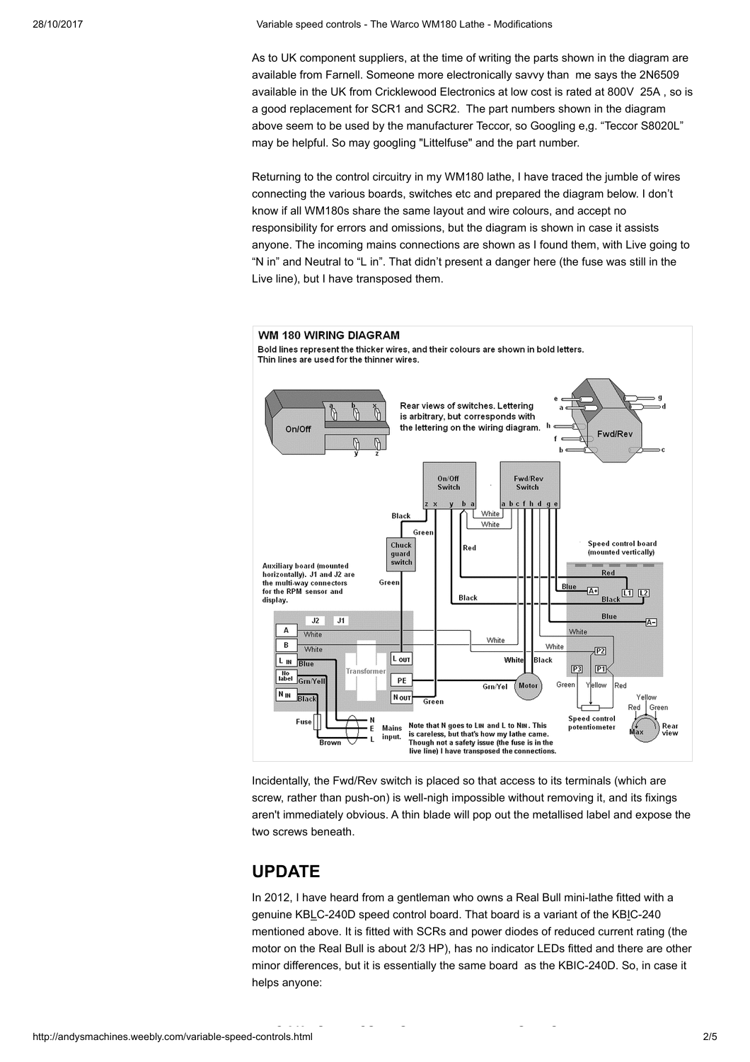As to UK component suppliers, at the time of writing the parts shown in the diagram are available from Farnell. Someone more electronically savvy than me says the 2N6509 available in the UK from Cricklewood Electronics at low cost is rated at 800V 25A , so is a good replacement for SCR1 and SCR2. The part numbers shown in the diagram above seem to be used by the manufacturer Teccor, so Googling e,g. "Teccor S8020L" may be helpful. So may googling "Littelfuse" and the part number.

Returning to the control circuitry in my WM180 lathe, I have traced the jumble of wires connecting the various boards, switches etc and prepared the diagram below. I don't know if all WM180s share the same layout and wire colours, and accept no responsibility for errors and omissions, but the diagram is shown in case it assists anyone. The incoming mains connections are shown as I found them, with Live going to "N in" and Neutral to "L in". That didn't present a danger here (the fuse was still in the Live line), but I have transposed them.

**WM 180 WIRING DIAGRAM**

**Bold lines represent the thicker wires, and their colours are shown in bold letters. Thin lines are used for the thinner wires.**

Rear views of switches. Lettering is arbitrary, but corresponds with the lettering on the wiring diagram.

Note that N goes to L IN and L to N IN. This is careless, but that's how my lathe came. Though not a safety issue (the fuse is in the live line) I have transposed the connections.

Incidentally, the Fwd/Rev switch is placed so that access to its terminals (which are screw, rather than push-on) is well-nigh impossible without removing it, and its fixings aren't immediately obvious. A thin blade will pop out the metallised label and expose the two screws beneath.

## UPDATE

In 2012, I have heard from a gentleman who owns a Real Bull mini-lathe fitted with a genuine KBLC-240D speed control board. That board is a variant of the KBIC-240 mentioned above. It is fitted with SCRs and power diodes of reduced current rating (the motor on the Real Bull is about 2/3 HP), has no indicator LEDs fitted and there are other minor differences, but it is essentially the same board as the KBIC-240D. So, in case it helps anyone: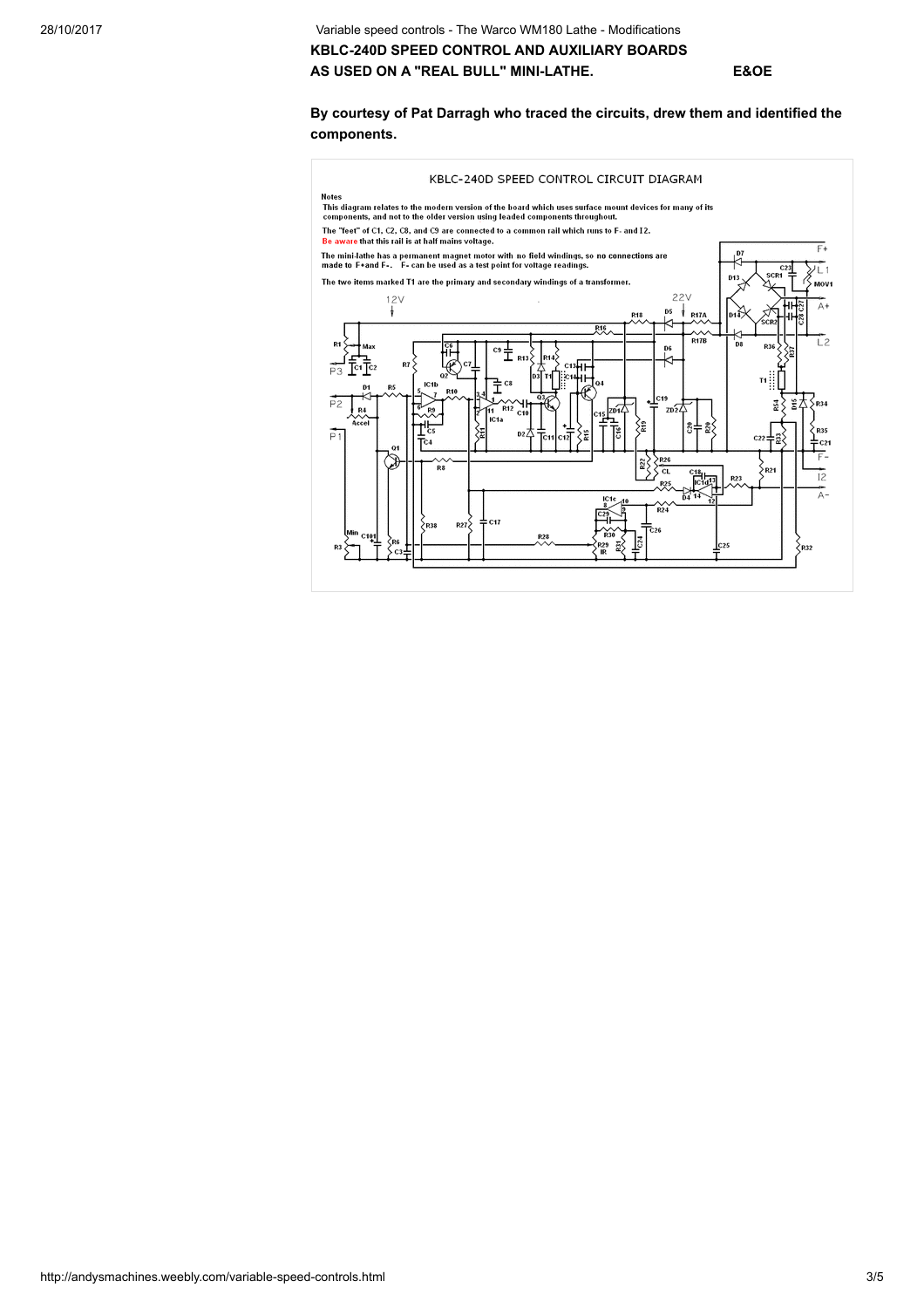**KBLC-240D SPEED CONTROL AND AUXILIARY BOARDS AS USED ON A "REAL BULL" MINI-LATHE.** **E&OE**

**By courtesy of Pat Darragh who traced the circuits, drew them and identified the components.**

KBLC-240D SPEED CONTROL CIRCUIT DIAGRAM

**Notes**

This diagram relates to the modern version of the board which uses surface mount devices for many of its components, and not to the older version using leaded components throughout.

The "feet" of C1, C2, C8, and C9 are connected to a common rail which runs to F- and I2.
Be aware that this rail is at half mains voltage.

The mini-lathe has a permanent magnet motor with no field windings, so no connections are made to F+and F-. F- can be used as a test point for voltage readings.

The two items marked T1 are the primary and secondary windings of a transformer.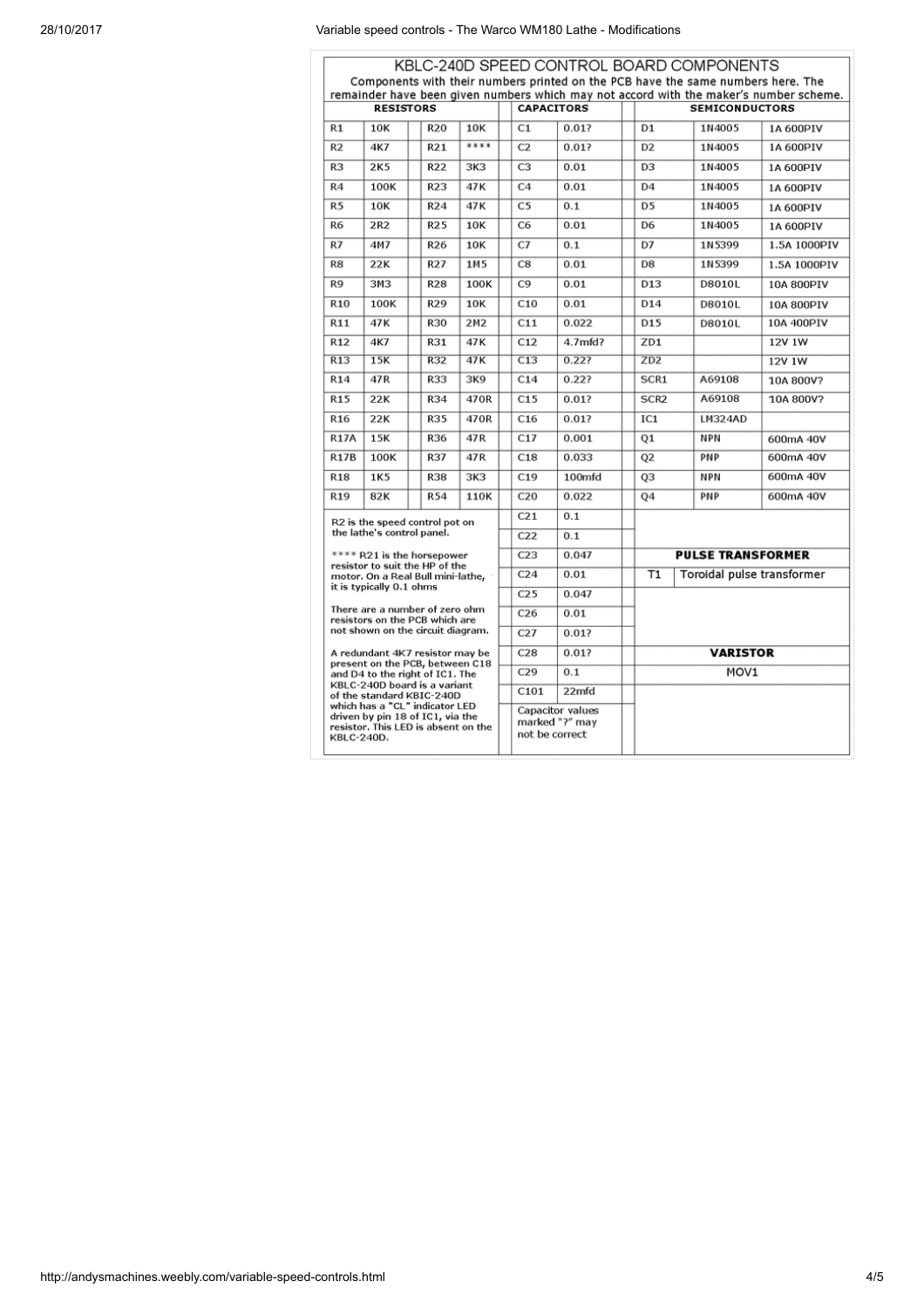# KBLC-240D SPEED CONTROL BOARD COMPONENTS

Components with their numbers printed on the PCB have the same numbers here. The remainder have been given numbers which may not accord with the maker's number scheme.

| RESISTORS | | | | | CAPACITORS | | | SEMICONDUCTORS | | |
|---|---|---|---|---|---|---|---|---|---|---|
| R1 | 10K | | R20 | 10K | C1 | 0.01? | | D1 | 1N4005 | 1A 600PIV |
| R2 | 4K7 | | R21 | **** | C2 | 0.01? | | D2 | 1N4005 | 1A 600PIV |
| R3 | 2K5 | | R22 | 3K3 | C3 | 0.01 | | D3 | 1N4005 | 1A 600PIV |
| R4 | 100K | | R23 | 47K | C4 | 0.01 | | D4 | 1N4005 | 1A 600PIV |
| R5 | 10K | | R24 | 47K | C5 | 0.1 | | D5 | 1N4005 | 1A 600PIV |
| R6 | 2R2 | | R25 | 10K | C6 | 0.01 | | D6 | 1N4005 | 1A 600PIV |
| R7 | 4M7 | | R26 | 10K | C7 | 0.1 | | D7 | 1N5399 | 1.5A 1000PIV |
| R8 | 22K | | R27 | 1M5 | C8 | 0.01 | | D8 | 1N5399 | 1.5A 1000PIV |
| R9 | 3M3 | | R28 | 100K | C9 | 0.01 | | D13 | D8010L | 10A 800PIV |
| R10 | 100K | | R29 | 10K | C10 | 0.01 | | D14 | D8010L | 10A 800PIV |
| R11 | 47K | | R30 | 2M2 | C11 | 0.022 | | D15 | D8010L | 10A 400PIV |
| R12 | 4K7 | | R31 | 47K | C12 | 4.7mfd? | | ZD1 | | 12V 1W |
| R13 | 15K | | R32 | 47K | C13 | 0.22? | | ZD2 | | 12V 1W |
| R14 | 47R | | R33 | 3K9 | C14 | 0.22? | | SCR1 | A69108 | 10A 800V? |
| R15 | 22K | | R34 | 470R | C15 | 0.01? | | SCR2 | A69108 | 10A 800V? |
| R16 | 22K | | R35 | 470R | C16 | 0.01? | | IC1 | LM324AD | |
| R17A | 15K | | R36 | 47R | C17 | 0.001 | | Q1 | NPN | 600mA 40V |
| R17B | 100K | | R37 | 47R | C18 | 0.033 | | Q2 | PNP | 600mA 40V |
| R18 | 1K5 | | R38 | 3K3 | C19 | 100mfd | | Q3 | NPN | 600mA 40V |
| R19 | 82K | | R54 | 110K | C20 | 0.022 | | Q4 | PNP | 600mA 40V |
| | | | | | C21 | 0.1 | | | | |
| | | | | | C22 | 0.1 | | | | |
| | | | | | C23 | 0.047 | | **PULSE TRANSFORMER** | | |
| | | | | | C24 | 0.01 | | T1 | Toroidal pulse transformer | |
| | | | | | C25 | 0.047 | | | | |
| | | | | | C26 | 0.01 | | | | |
| | | | | | C27 | 0.01? | | | | |
| | | | | | C28 | 0.01? | | **VARISTOR** | | |
| | | | | | C29 | 0.1 | | MOV1 | | |
| | | | | | C101 | 22mfd | | | | |

Capacitor values marked "?" may not be correct

R2 is the speed control pot on the lathe's control panel.

**** R21 is the horsepower resistor to suit the HP of the motor. On a Real Bull mini-lathe, it is typically 0.1 ohms

There are a number of zero ohm resistors on the PCB which are not shown on the circuit diagram.

A redundant 4K7 resistor may be present on the PCB, between C18 and D4 to the right of IC1. The KBLC-240D board is a variant of the standard KBIC-240D which has a "CL" indicator LED driven by pin 18 of IC1, via the resistor. This LED is absent on the KBLC-240D.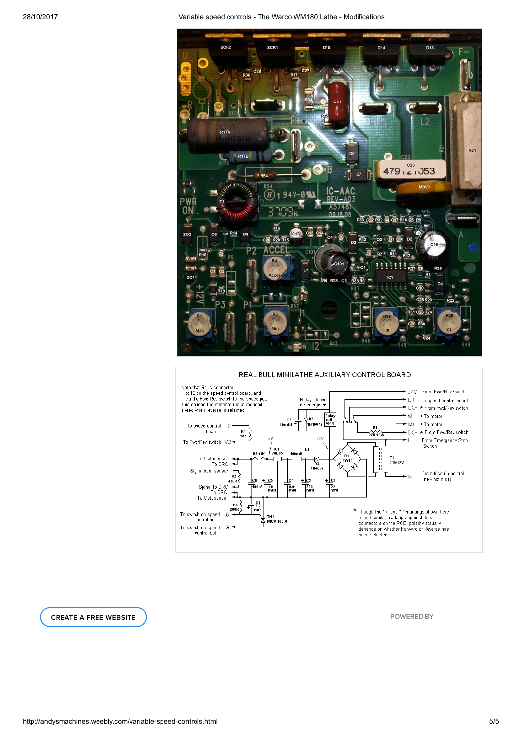REAL BULL MINILATHE AUXILIARY CONTROL BOARD

Note that R4 is connected to I2 on the speed control board, and via the Fwd Rev switch to the speed pot. This causes the motor to run at reduced speed when reverse is selected.

Relay shown de-energised

I/O From Fwd/Rev switch

L1 To speed control board

DC- * From Fwd/Rev switch

M- * To motor

M+ * To motor

DC+ * From Fwd/Rev switch

L From Emergency Stop Switch

N From fuse (in neutral line - not nice)

To speed control board I2

To Fwd/Rev switch V2

To Optosensor

To DRO

Signal from sensor

Signal to DRO

To DRO

To Optosensor

To switch on speed control pot TG

To switch on speed control pot TA

* Though the "+" and "-" markings shown here reflect similar markings against these connectors on the PCB, polarity actually depends on whether Forward or Reverse has been selected.